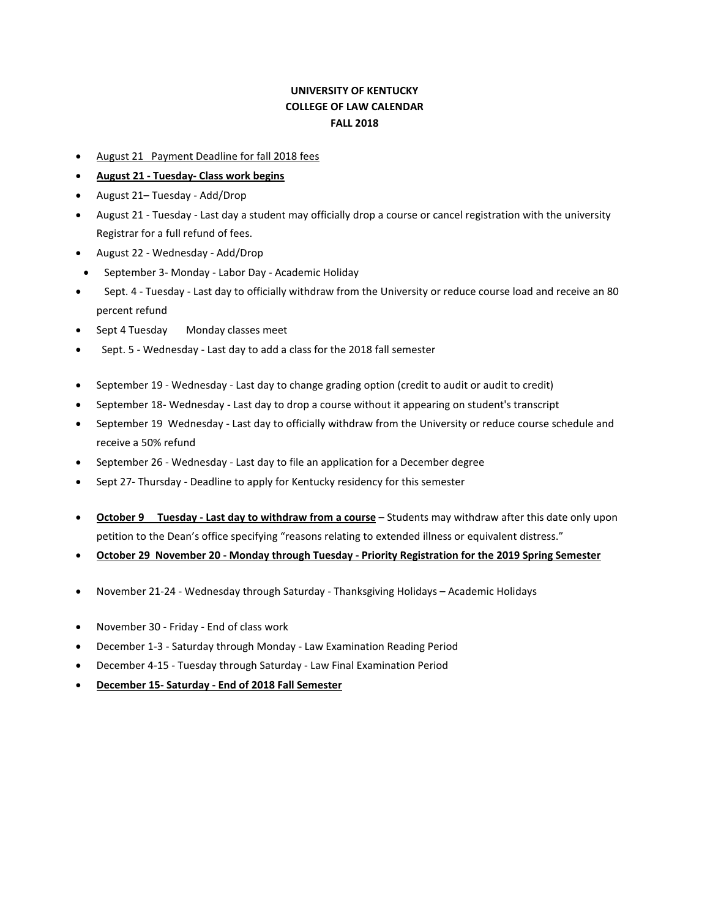**UNIVERSITY OF KENTUCKY**
**COLLEGE OF LAW CALENDAR**
**FALL 2018**

- August 21 Payment Deadline for fall 2018 fees
- **August 21 - Tuesday- Class work begins**
- August 21– Tuesday - Add/Drop
- August 21 - Tuesday - Last day a student may officially drop a course or cancel registration with the university Registrar for a full refund of fees.
- August 22 - Wednesday - Add/Drop
- September 3- Monday - Labor Day - Academic Holiday
- Sept. 4 - Tuesday - Last day to officially withdraw from the University or reduce course load and receive an 80 percent refund
- Sept 4 Tuesday Monday classes meet
- Sept. 5 - Wednesday - Last day to add a class for the 2018 fall semester
- September 19 - Wednesday - Last day to change grading option (credit to audit or audit to credit)
- September 18- Wednesday - Last day to drop a course without it appearing on student's transcript
- September 19 Wednesday - Last day to officially withdraw from the University or reduce course schedule and receive a 50% refund
- September 26 - Wednesday - Last day to file an application for a December degree
- Sept 27- Thursday - Deadline to apply for Kentucky residency for this semester
- **October 9 Tuesday - Last day to withdraw from a course** – Students may withdraw after this date only upon petition to the Dean's office specifying "reasons relating to extended illness or equivalent distress."
- **October 29 November 20 - Monday through Tuesday - Priority Registration for the 2019 Spring Semester**
- November 21-24 - Wednesday through Saturday - Thanksgiving Holidays – Academic Holidays
- November 30 - Friday - End of class work
- December 1-3 - Saturday through Monday - Law Examination Reading Period
- December 4-15 - Tuesday through Saturday - Law Final Examination Period
- **December 15- Saturday - End of 2018 Fall Semester**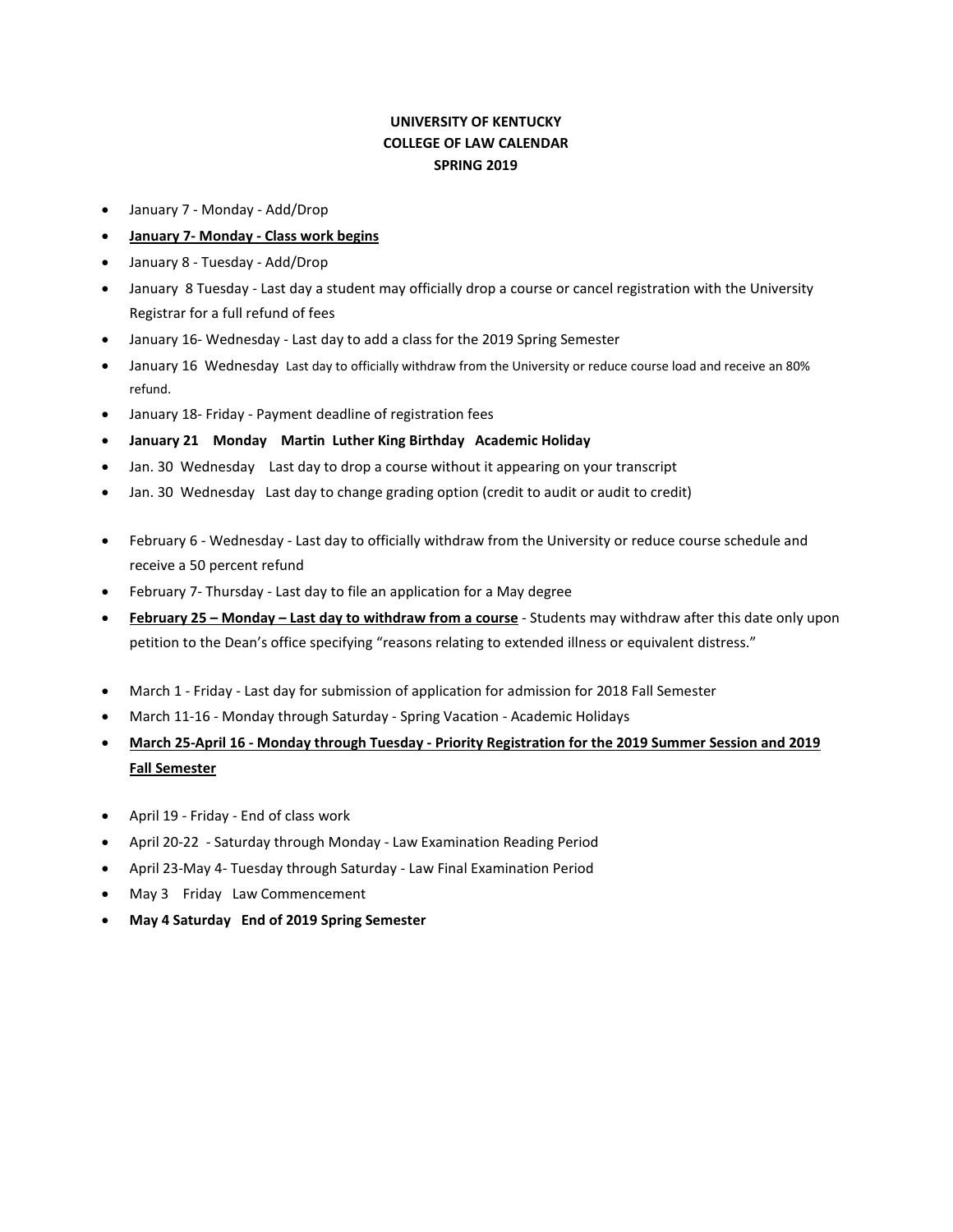**UNIVERSITY OF KENTUCKY**
**COLLEGE OF LAW CALENDAR**
**SPRING 2019**

- January 7 - Monday - Add/Drop
- **January 7- Monday - Class work begins**
- January 8 - Tuesday - Add/Drop
- January 8 Tuesday - Last day a student may officially drop a course or cancel registration with the University Registrar for a full refund of fees
- January 16- Wednesday - Last day to add a class for the 2019 Spring Semester
- January 16 Wednesday Last day to officially withdraw from the University or reduce course load and receive an 80% refund.
- January 18- Friday - Payment deadline of registration fees
- **January 21 Monday Martin Luther King Birthday Academic Holiday**
- Jan. 30 Wednesday Last day to drop a course without it appearing on your transcript
- Jan. 30 Wednesday Last day to change grading option (credit to audit or audit to credit)
- February 6 - Wednesday - Last day to officially withdraw from the University or reduce course schedule and receive a 50 percent refund
- February 7- Thursday - Last day to file an application for a May degree
- **February 25 – Monday – Last day to withdraw from a course** - Students may withdraw after this date only upon petition to the Dean's office specifying "reasons relating to extended illness or equivalent distress."
- March 1 - Friday - Last day for submission of application for admission for 2018 Fall Semester
- March 11-16 - Monday through Saturday - Spring Vacation - Academic Holidays
- **March 25-April 16 - Monday through Tuesday - Priority Registration for the 2019 Summer Session and 2019 Fall Semester**
- April 19 - Friday - End of class work
- April 20-22 - Saturday through Monday - Law Examination Reading Period
- April 23-May 4- Tuesday through Saturday - Law Final Examination Period
- May 3 Friday Law Commencement
- **May 4 Saturday End of 2019 Spring Semester**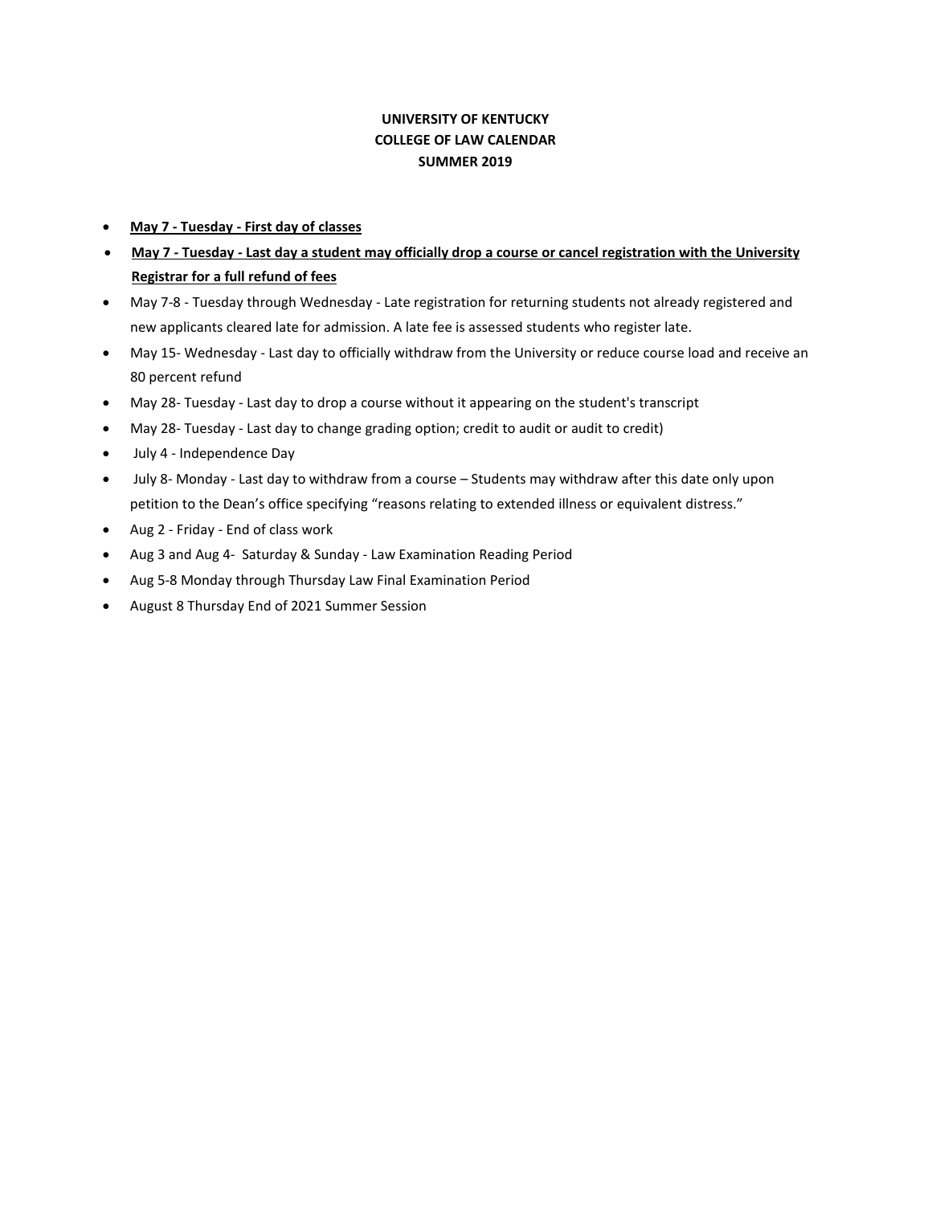**UNIVERSITY OF KENTUCKY**
**COLLEGE OF LAW CALENDAR**
**SUMMER 2019**

- **<u>May 7 - Tuesday - First day of classes</u>**
- **<u>May 7 - Tuesday - Last day a student may officially drop a course or cancel registration with the University Registrar for a full refund of fees</u>**
- May 7-8 - Tuesday through Wednesday - Late registration for returning students not already registered and new applicants cleared late for admission. A late fee is assessed students who register late.
- May 15- Wednesday - Last day to officially withdraw from the University or reduce course load and receive an 80 percent refund
- May 28- Tuesday - Last day to drop a course without it appearing on the student's transcript
- May 28- Tuesday - Last day to change grading option; credit to audit or audit to credit)
- July 4 - Independence Day
- July 8- Monday - Last day to withdraw from a course – Students may withdraw after this date only upon petition to the Dean's office specifying "reasons relating to extended illness or equivalent distress."
- Aug 2 - Friday - End of class work
- Aug 3 and Aug 4- Saturday & Sunday - Law Examination Reading Period
- Aug 5-8 Monday through Thursday Law Final Examination Period
- August 8 Thursday End of 2021 Summer Session